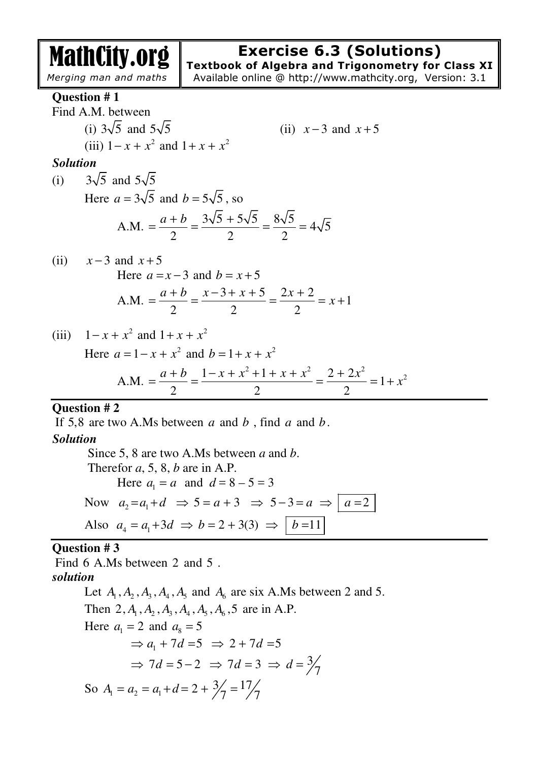# MathCity.org

*Merging man and maths*

## Exercise 6.3 (Solutions)

**Textbook of Algebra and Trigonometry for Class XI**

Available online @ http://www.mathcity.org, Version: 3.1

**Question # 1**

Find A.M. between

(i) $3\sqrt{5}$ and $5\sqrt{5}$ (ii) $x-3$ and $x+5$

(iii) $1-x+x^2$ and $1+x+x^2$

***Solution***

(i) $3\sqrt{5}$ and $5\sqrt{5}$

Here $a=3\sqrt{5}$ and $b=5\sqrt{5}$, so

$$\text{A.M.} = \frac{a+b}{2} = \frac{3\sqrt{5}+5\sqrt{5}}{2} = \frac{8\sqrt{5}}{2} = 4\sqrt{5}$$

(ii) $x-3$ and $x+5$

Here $a=x-3$ and $b=x+5$

$$\text{A.M.} = \frac{a+b}{2} = \frac{x-3+x+5}{2} = \frac{2x+2}{2} = x+1$$

(iii) $1-x+x^2$ and $1+x+x^2$

Here $a=1-x+x^2$ and $b=1+x+x^2$

$$\text{A.M.} = \frac{a+b}{2} = \frac{1-x+x^2+1+x+x^2}{2} = \frac{2+2x^2}{2} = 1+x^2$$

**Question # 2**

If 5,8 are two A.Ms between $a$ and $b$, find $a$ and $b$.

***Solution***

Since 5, 8 are two A.Ms between *a* and *b*.

Therefor *a*, 5, 8, *b* are in A.P.

Here $a_1 = a$ and $d = 8-5 = 3$

Now $a_2 = a_1 + d \Rightarrow 5 = a+3 \Rightarrow 5-3 = a \Rightarrow \boxed{a=2}$

Also $a_4 = a_1 + 3d \Rightarrow b = 2+3(3) \Rightarrow \boxed{b=11}$

**Question # 3**

Find 6 A.Ms between 2 and 5 .

***solution***

Let $A_1, A_2, A_3, A_4, A_5$ and $A_6$ are six A.Ms between 2 and 5.

Then $2, A_1, A_2, A_3, A_4, A_5, A_6, 5$ are in A.P.

Here $a_1 = 2$ and $a_8 = 5$

$\Rightarrow a_1 + 7d = 5 \Rightarrow 2 + 7d = 5$

$\Rightarrow 7d = 5-2 \Rightarrow 7d = 3 \Rightarrow d = 3/7$

So $A_1 = a_2 = a_1 + d = 2 + 3/7 = 17/7$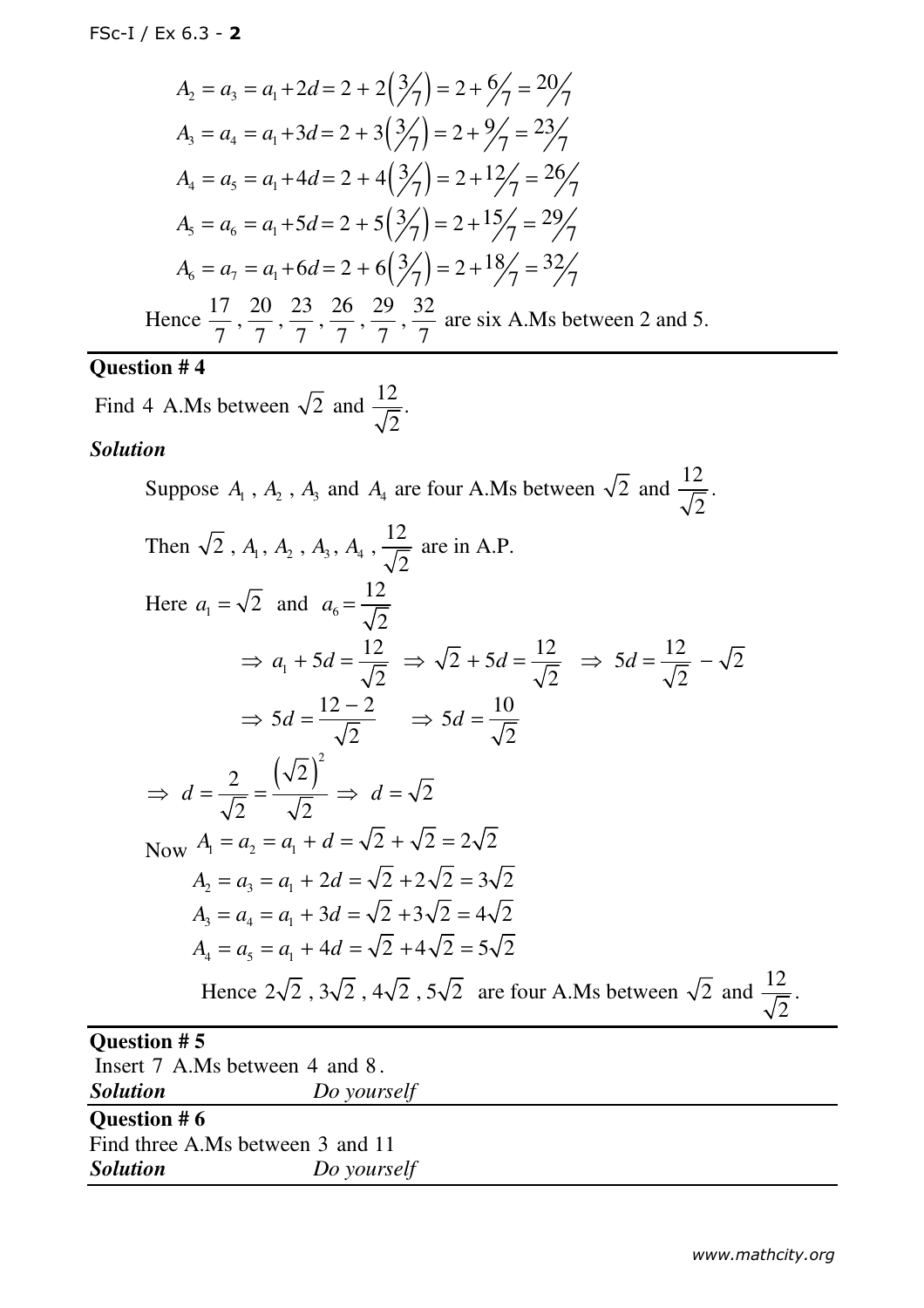$$A_2 = a_3 = a_1 + 2d = 2 + 2\left(\tfrac{3}{7}\right) = 2 + \tfrac{6}{7} = \tfrac{20}{7}$$
$$A_3 = a_4 = a_1 + 3d = 2 + 3\left(\tfrac{3}{7}\right) = 2 + \tfrac{9}{7} = \tfrac{23}{7}$$
$$A_4 = a_5 = a_1 + 4d = 2 + 4\left(\tfrac{3}{7}\right) = 2 + \tfrac{12}{7} = \tfrac{26}{7}$$
$$A_5 = a_6 = a_1 + 5d = 2 + 5\left(\tfrac{3}{7}\right) = 2 + \tfrac{15}{7} = \tfrac{29}{7}$$
$$A_6 = a_7 = a_1 + 6d = 2 + 6\left(\tfrac{3}{7}\right) = 2 + \tfrac{18}{7} = \tfrac{32}{7}$$

Hence $\frac{17}{7}, \frac{20}{7}, \frac{23}{7}, \frac{26}{7}, \frac{29}{7}, \frac{32}{7}$ are six A.Ms between 2 and 5.

---

**Question # 4**

Find 4 A.Ms between $\sqrt{2}$ and $\frac{12}{\sqrt{2}}$.

***Solution***

Suppose $A_1$, $A_2$, $A_3$ and $A_4$ are four A.Ms between $\sqrt{2}$ and $\frac{12}{\sqrt{2}}$.

Then $\sqrt{2}, A_1, A_2, A_3, A_4, \frac{12}{\sqrt{2}}$ are in A.P.

Here $a_1 = \sqrt{2}$ and $a_6 = \frac{12}{\sqrt{2}}$

$$\Rightarrow a_1 + 5d = \frac{12}{\sqrt{2}} \;\Rightarrow\; \sqrt{2} + 5d = \frac{12}{\sqrt{2}} \;\Rightarrow\; 5d = \frac{12}{\sqrt{2}} - \sqrt{2}$$

$$\Rightarrow 5d = \frac{12-2}{\sqrt{2}} \qquad \Rightarrow 5d = \frac{10}{\sqrt{2}}$$

$$\Rightarrow d = \frac{2}{\sqrt{2}} = \frac{\left(\sqrt{2}\right)^2}{\sqrt{2}} \Rightarrow d = \sqrt{2}$$

Now $A_1 = a_2 = a_1 + d = \sqrt{2} + \sqrt{2} = 2\sqrt{2}$

$$A_2 = a_3 = a_1 + 2d = \sqrt{2} + 2\sqrt{2} = 3\sqrt{2}$$
$$A_3 = a_4 = a_1 + 3d = \sqrt{2} + 3\sqrt{2} = 4\sqrt{2}$$
$$A_4 = a_5 = a_1 + 4d = \sqrt{2} + 4\sqrt{2} = 5\sqrt{2}$$

Hence $2\sqrt{2}, 3\sqrt{2}, 4\sqrt{2}, 5\sqrt{2}$ are four A.Ms between $\sqrt{2}$ and $\frac{12}{\sqrt{2}}$.

---

**Question # 5**

Insert 7 A.Ms between 4 and 8.

***Solution*** *Do yourself*

---

**Question # 6**

Find three A.Ms between 3 and 11

***Solution*** *Do yourself*

---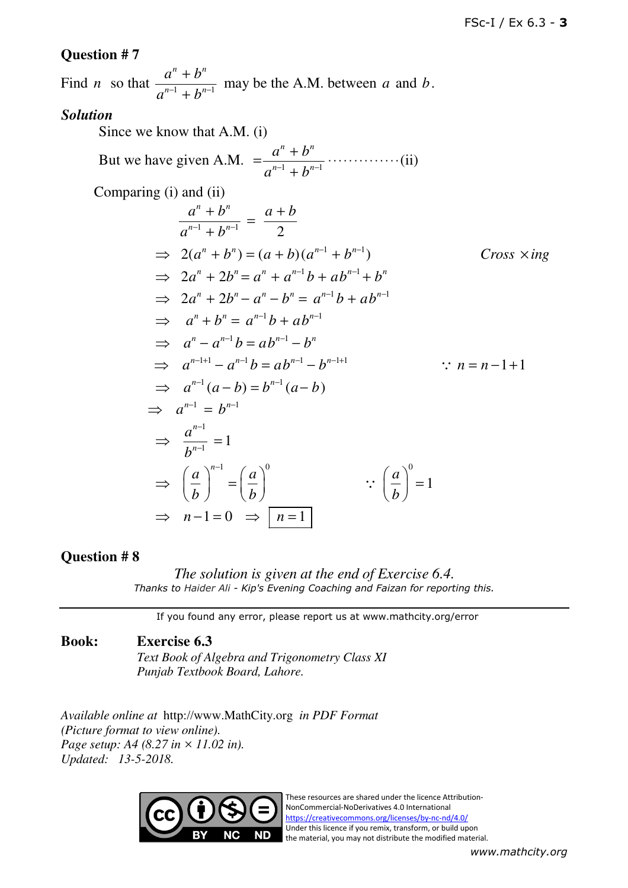**Question # 7**

Find $n$ so that $\dfrac{a^n + b^n}{a^{n-1} + b^{n-1}}$ may be the A.M. between $a$ and $b$.

***Solution***

Since we know that A.M. (i)

But we have given A.M. $= \dfrac{a^n + b^n}{a^{n-1} + b^{n-1}}$ ..............(ii)

Comparing (i) and (ii)

$$\frac{a^n + b^n}{a^{n-1} + b^{n-1}} = \frac{a+b}{2}$$

$$\Rightarrow \; 2(a^n + b^n) = (a+b)(a^{n-1} + b^{n-1}) \qquad \textit{Cross} \times \textit{ing}$$

$$\Rightarrow \; 2a^n + 2b^n = a^n + a^{n-1}b + ab^{n-1} + b^n$$

$$\Rightarrow \; 2a^n + 2b^n - a^n - b^n = a^{n-1}b + ab^{n-1}$$

$$\Rightarrow \; a^n + b^n = a^{n-1}b + ab^{n-1}$$

$$\Rightarrow \; a^n - a^{n-1}b = ab^{n-1} - b^n$$

$$\Rightarrow \; a^{n-1+1} - a^{n-1}b = ab^{n-1} - b^{n-1+1} \qquad \because n = n-1+1$$

$$\Rightarrow \; a^{n-1}(a-b) = b^{n-1}(a-b)$$

$$\Rightarrow \; a^{n-1} = b^{n-1}$$

$$\Rightarrow \; \frac{a^{n-1}}{b^{n-1}} = 1$$

$$\Rightarrow \; \left(\frac{a}{b}\right)^{n-1} = \left(\frac{a}{b}\right)^0 \qquad \because \left(\frac{a}{b}\right)^0 = 1$$

$$\Rightarrow \; n-1 = 0 \;\Rightarrow\; \boxed{n = 1}$$

**Question # 8**

*The solution is given at the end of Exercise 6.4.*

*Thanks to Haider Ali - Kip's Evening Coaching and Faizan for reporting this.*

---

If you found any error, please report us at www.mathcity.org/error

**Book:** **Exercise 6.3**
*Text Book of Algebra and Trigonometry Class XI*
*Punjab Textbook Board, Lahore.*

*Available online at* http://www.MathCity.org *in PDF Format*
*(Picture format to view online).*
*Page setup: A4 (8.27 in × 11.02 in).*
*Updated: 13-5-2018.*

These resources are shared under the licence Attribution-NonCommercial-NoDerivatives 4.0 International
https://creativecommons.org/licenses/by-nc-nd/4.0/
Under this licence if you remix, transform, or build upon the material, you may not distribute the modified material.